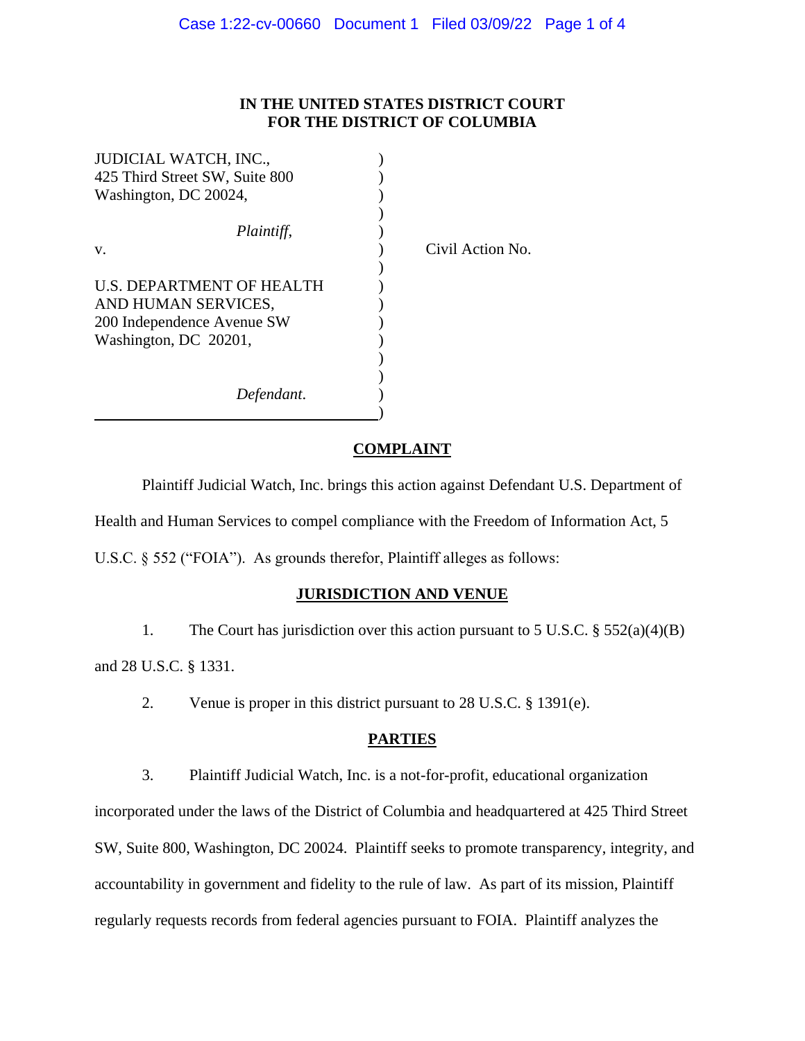**IN THE UNITED STATES DISTRICT COURT**
**FOR THE DISTRICT OF COLUMBIA**

| | | |
|---|---|---|
| JUDICIAL WATCH, INC.,<br>425 Third Street SW, Suite 800<br>Washington, DC 20024,<br><br>*Plaintiff*, | ) | |
| v. | ) | Civil Action No. |
| U.S. DEPARTMENT OF HEALTH<br>AND HUMAN SERVICES,<br>200 Independence Avenue SW<br>Washington, DC 20201,<br><br>*Defendant*. | ) | |

## COMPLAINT

Plaintiff Judicial Watch, Inc. brings this action against Defendant U.S. Department of Health and Human Services to compel compliance with the Freedom of Information Act, 5 U.S.C. § 552 ("FOIA"). As grounds therefor, Plaintiff alleges as follows:

## JURISDICTION AND VENUE

1. The Court has jurisdiction over this action pursuant to 5 U.S.C. § 552(a)(4)(B) and 28 U.S.C. § 1331.

2. Venue is proper in this district pursuant to 28 U.S.C. § 1391(e).

## PARTIES

3. Plaintiff Judicial Watch, Inc. is a not-for-profit, educational organization incorporated under the laws of the District of Columbia and headquartered at 425 Third Street SW, Suite 800, Washington, DC 20024. Plaintiff seeks to promote transparency, integrity, and accountability in government and fidelity to the rule of law. As part of its mission, Plaintiff regularly requests records from federal agencies pursuant to FOIA. Plaintiff analyzes the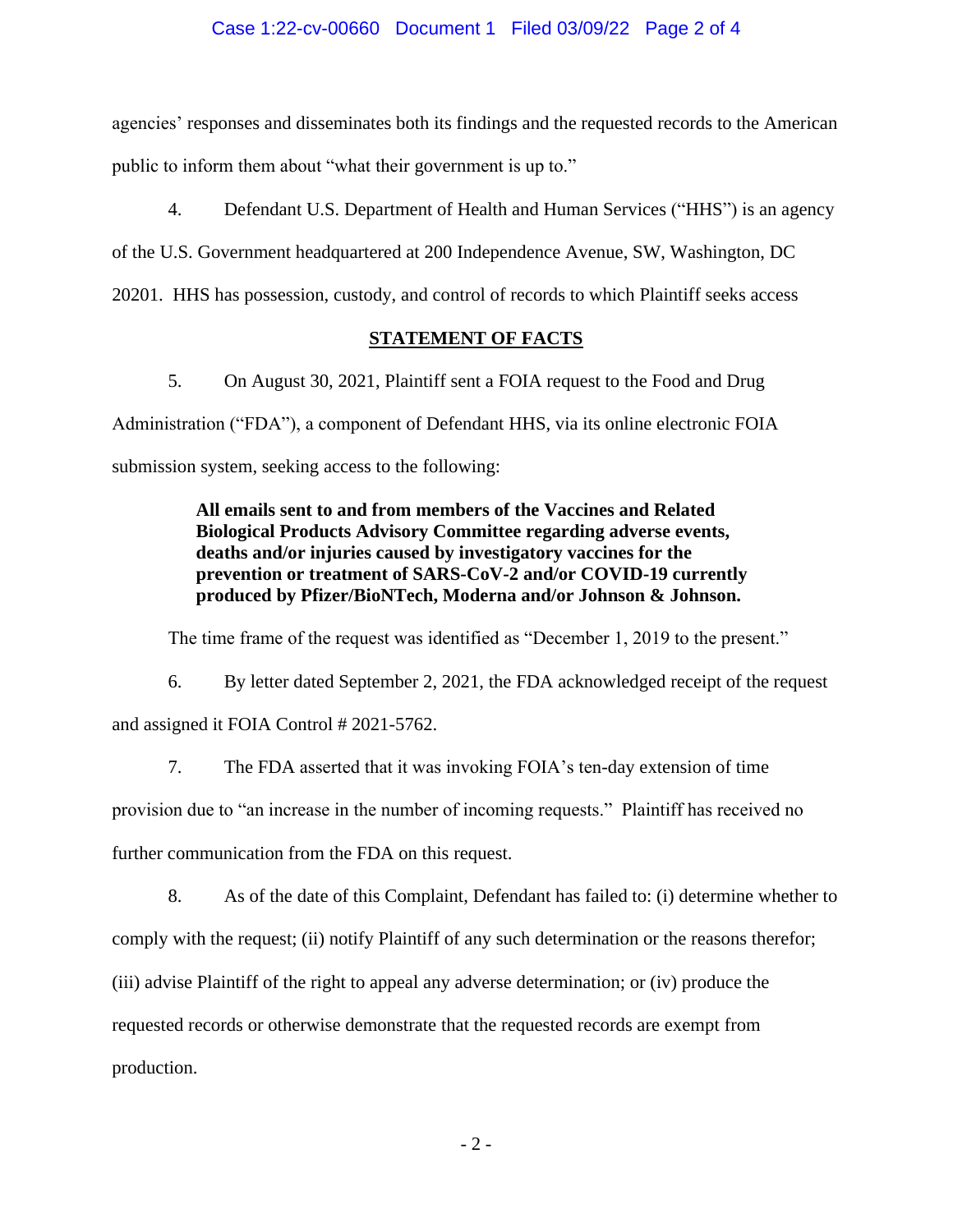agencies' responses and disseminates both its findings and the requested records to the American public to inform them about "what their government is up to."

4. Defendant U.S. Department of Health and Human Services ("HHS") is an agency of the U.S. Government headquartered at 200 Independence Avenue, SW, Washington, DC 20201. HHS has possession, custody, and control of records to which Plaintiff seeks access

## STATEMENT OF FACTS

5. On August 30, 2021, Plaintiff sent a FOIA request to the Food and Drug Administration ("FDA"), a component of Defendant HHS, via its online electronic FOIA submission system, seeking access to the following:

> **All emails sent to and from members of the Vaccines and Related Biological Products Advisory Committee regarding adverse events, deaths and/or injuries caused by investigatory vaccines for the prevention or treatment of SARS-CoV-2 and/or COVID-19 currently produced by Pfizer/BioNTech, Moderna and/or Johnson & Johnson.**

The time frame of the request was identified as "December 1, 2019 to the present."

6. By letter dated September 2, 2021, the FDA acknowledged receipt of the request and assigned it FOIA Control # 2021-5762.

7. The FDA asserted that it was invoking FOIA's ten-day extension of time provision due to "an increase in the number of incoming requests." Plaintiff has received no further communication from the FDA on this request.

8. As of the date of this Complaint, Defendant has failed to: (i) determine whether to comply with the request; (ii) notify Plaintiff of any such determination or the reasons therefor; (iii) advise Plaintiff of the right to appeal any adverse determination; or (iv) produce the requested records or otherwise demonstrate that the requested records are exempt from production.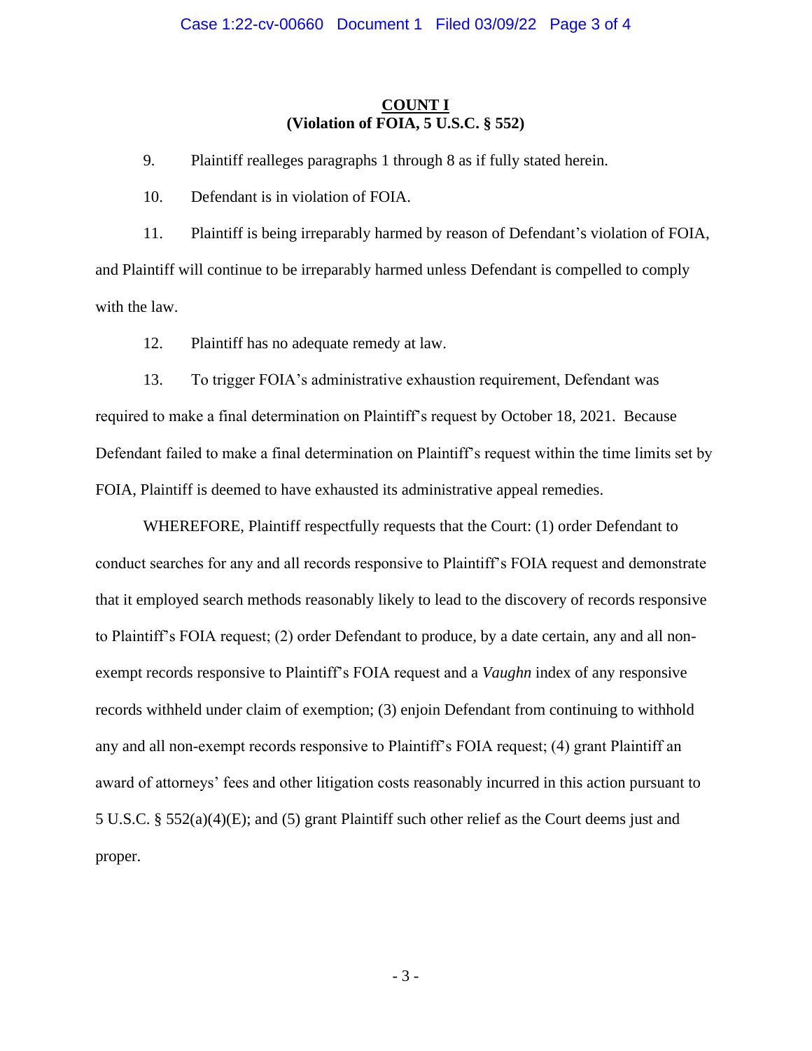## COUNT I
### (Violation of FOIA, 5 U.S.C. § 552)

9. Plaintiff realleges paragraphs 1 through 8 as if fully stated herein.

10. Defendant is in violation of FOIA.

11. Plaintiff is being irreparably harmed by reason of Defendant's violation of FOIA, and Plaintiff will continue to be irreparably harmed unless Defendant is compelled to comply with the law.

12. Plaintiff has no adequate remedy at law.

13. To trigger FOIA's administrative exhaustion requirement, Defendant was required to make a final determination on Plaintiff's request by October 18, 2021. Because Defendant failed to make a final determination on Plaintiff's request within the time limits set by FOIA, Plaintiff is deemed to have exhausted its administrative appeal remedies.

WHEREFORE, Plaintiff respectfully requests that the Court: (1) order Defendant to conduct searches for any and all records responsive to Plaintiff's FOIA request and demonstrate that it employed search methods reasonably likely to lead to the discovery of records responsive to Plaintiff's FOIA request; (2) order Defendant to produce, by a date certain, any and all non-exempt records responsive to Plaintiff's FOIA request and a *Vaughn* index of any responsive records withheld under claim of exemption; (3) enjoin Defendant from continuing to withhold any and all non-exempt records responsive to Plaintiff's FOIA request; (4) grant Plaintiff an award of attorneys' fees and other litigation costs reasonably incurred in this action pursuant to 5 U.S.C. § 552(a)(4)(E); and (5) grant Plaintiff such other relief as the Court deems just and proper.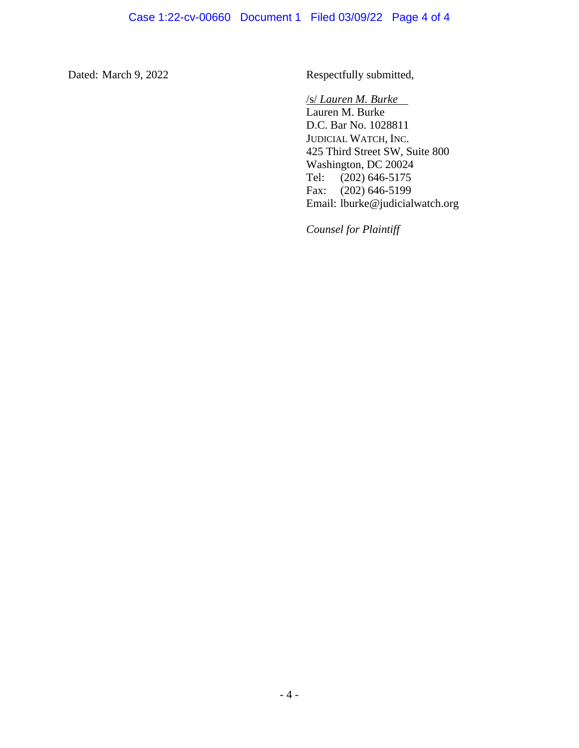Dated: March 9, 2022

Respectfully submitted,

/s/ *Lauren M. Burke*
Lauren M. Burke
D.C. Bar No. 1028811
JUDICIAL WATCH, INC.
425 Third Street SW, Suite 800
Washington, DC 20024
Tel: (202) 646-5175
Fax: (202) 646-5199
Email: lburke@judicialwatch.org

*Counsel for Plaintiff*